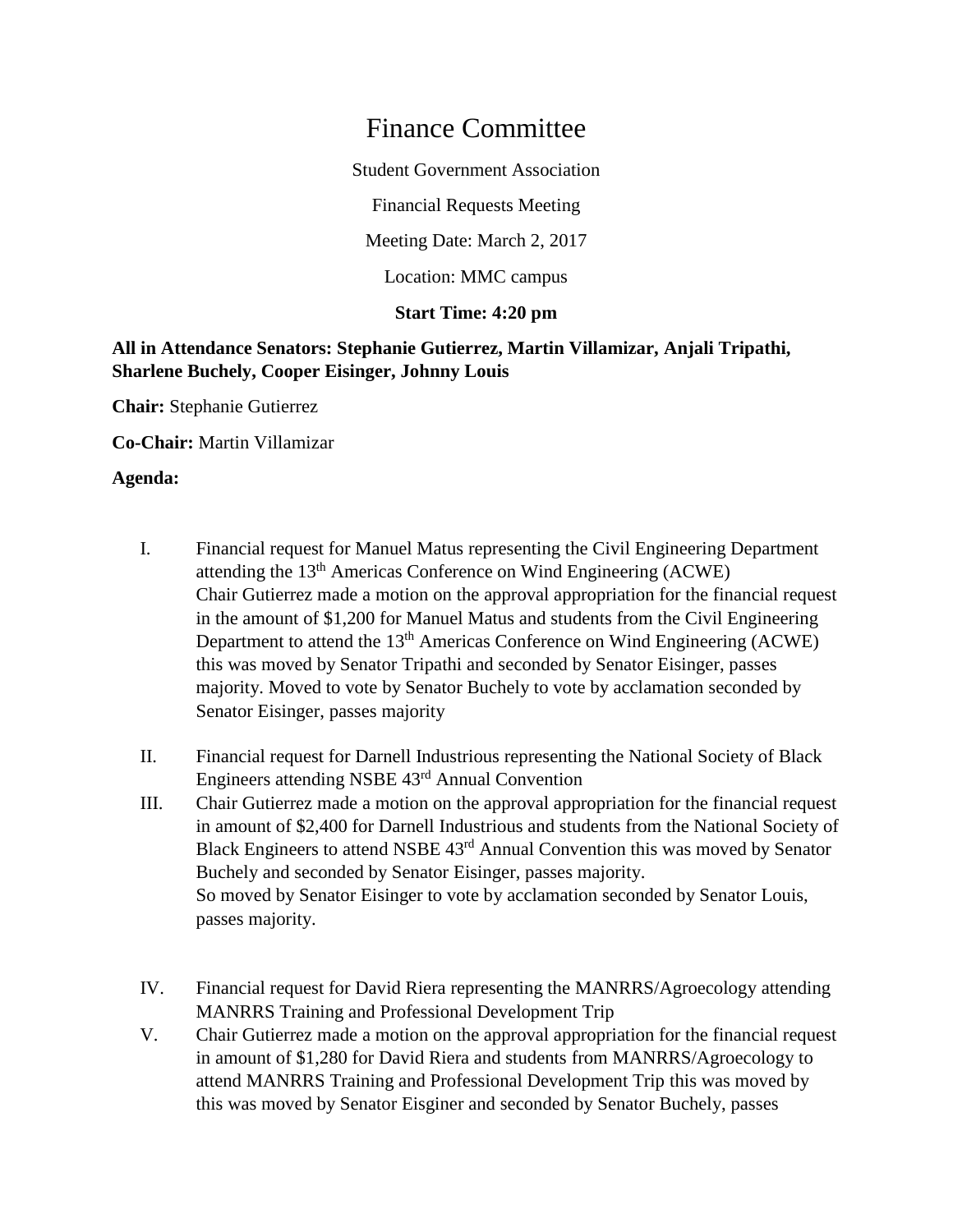# Finance Committee

Student Government Association

Financial Requests Meeting

Meeting Date: March 2, 2017

Location: MMC campus

**Start Time: 4:20 pm**

**All in Attendance Senators: Stephanie Gutierrez, Martin Villamizar, Anjali Tripathi, Sharlene Buchely, Cooper Eisinger, Johnny Louis**

**Chair:** Stephanie Gutierrez

**Co-Chair:** Martin Villamizar

**Agenda:**

I. Financial request for Manuel Matus representing the Civil Engineering Department attending the 13th Americas Conference on Wind Engineering (ACWE)
Chair Gutierrez made a motion on the approval appropriation for the financial request in the amount of $1,200 for Manuel Matus and students from the Civil Engineering Department to attend the 13th Americas Conference on Wind Engineering (ACWE) this was moved by Senator Tripathi and seconded by Senator Eisinger, passes majority. Moved to vote by Senator Buchely to vote by acclamation seconded by Senator Eisinger, passes majority

II. Financial request for Darnell Industrious representing the National Society of Black Engineers attending NSBE 43rd Annual Convention

III. Chair Gutierrez made a motion on the approval appropriation for the financial request in amount of $2,400 for Darnell Industrious and students from the National Society of Black Engineers to attend NSBE 43rd Annual Convention this was moved by Senator Buchely and seconded by Senator Eisinger, passes majority.
So moved by Senator Eisinger to vote by acclamation seconded by Senator Louis, passes majority.

IV. Financial request for David Riera representing the MANRRS/Agroecology attending MANRRS Training and Professional Development Trip

V. Chair Gutierrez made a motion on the approval appropriation for the financial request in amount of $1,280 for David Riera and students from MANRRS/Agroecology to attend MANRRS Training and Professional Development Trip this was moved by this was moved by Senator Eisginer and seconded by Senator Buchely, passes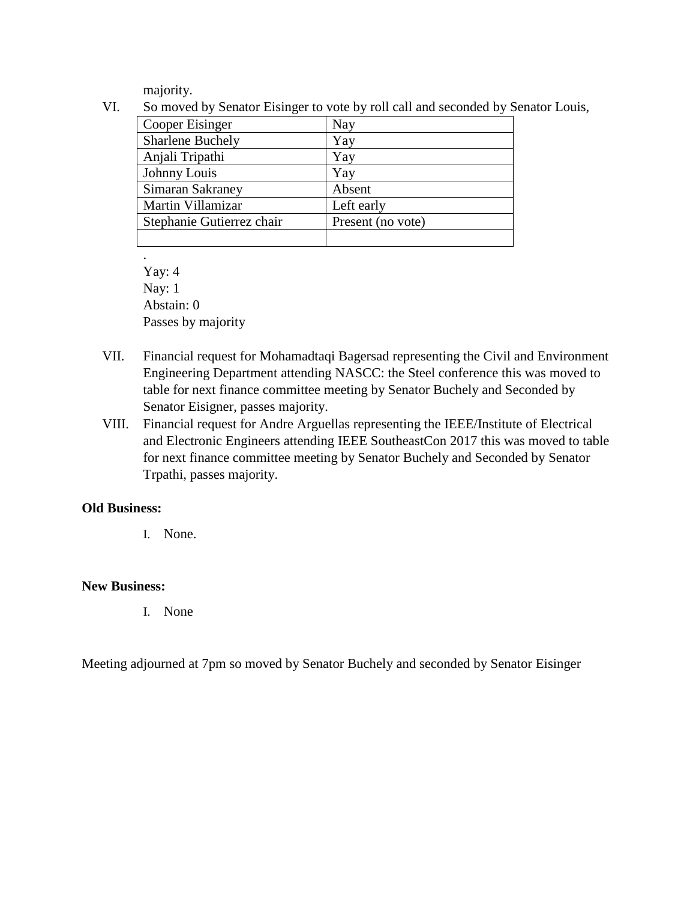majority.

VI. So moved by Senator Eisinger to vote by roll call and seconded by Senator Louis,

| | |
|---|---|
| Cooper Eisinger | Nay |
| Sharlene Buchely | Yay |
| Anjali Tripathi | Yay |
| Johnny Louis | Yay |
| Simaran Sakraney | Absent |
| Martin Villamizar | Left early |
| Stephanie Gutierrez chair | Present (no vote) |
| | |

.
Yay: 4
Nay: 1
Abstain: 0
Passes by majority

VII. Financial request for Mohamadtaqi Bagersad representing the Civil and Environment Engineering Department attending NASCC: the Steel conference this was moved to table for next finance committee meeting by Senator Buchely and Seconded by Senator Eisigner, passes majority.

VIII. Financial request for Andre Arguellas representing the IEEE/Institute of Electrical and Electronic Engineers attending IEEE SoutheastCon 2017 this was moved to table for next finance committee meeting by Senator Buchely and Seconded by Senator Trpathi, passes majority.

**Old Business:**

I. None.

**New Business:**

I. None

Meeting adjourned at 7pm so moved by Senator Buchely and seconded by Senator Eisinger